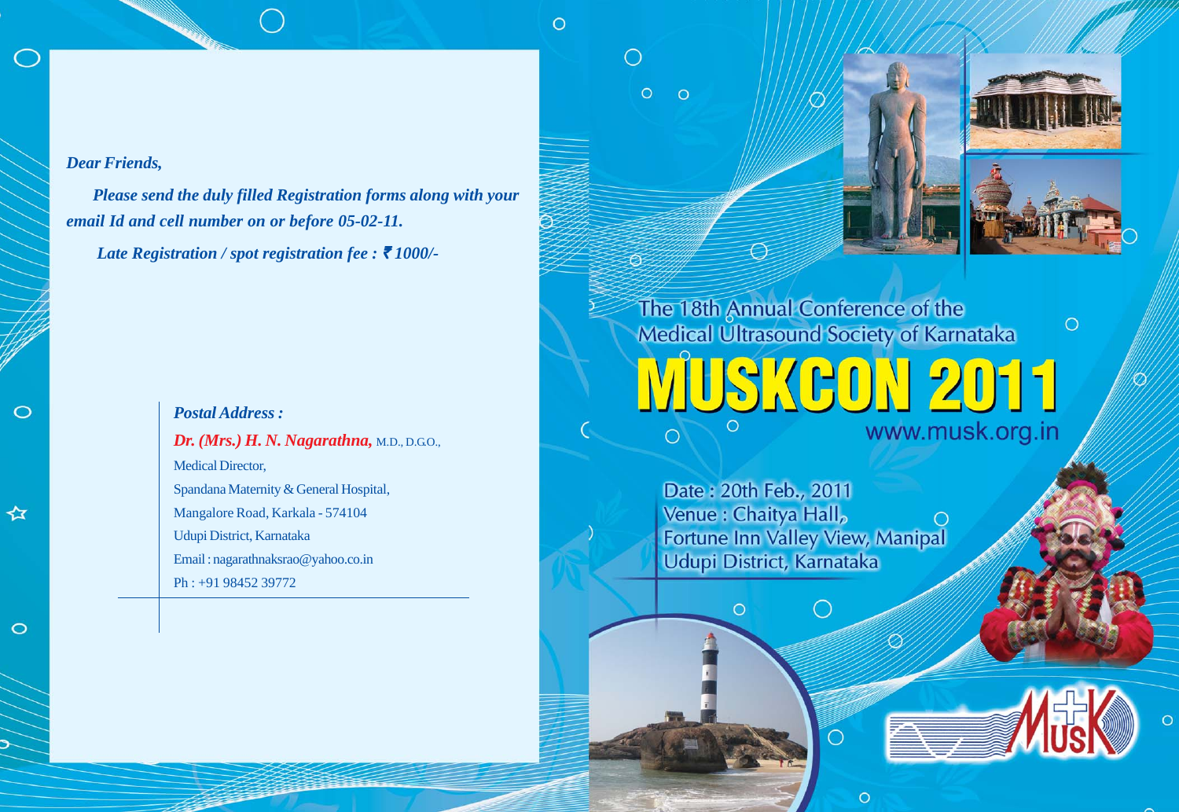*Dear Friends,*

***Please send the duly filled Registration forms along with your email Id and cell number on or before 05-02-11.***

***Late Registration / spot registration fee : ₹ 1000/-***

***Postal Address :***

***Dr. (Mrs.) H. N. Nagarathna,*** M.D., D.G.O.,
Medical Director,
Spandana Maternity & General Hospital,
Mangalore Road, Karkala - 574104
Udupi District, Karnataka
Email : nagarathnaksrao@yahoo.co.in
Ph : +91 98452 39772

The 18th Annual Conference of the
Medical Ultrasound Society of Karnataka

# MUSKCON 2011

www.musk.org.in

Date : 20th Feb., 2011
Venue : Chaitya Hall,
Fortune Inn Valley View, Manipal
Udupi District, Karnataka

MUSK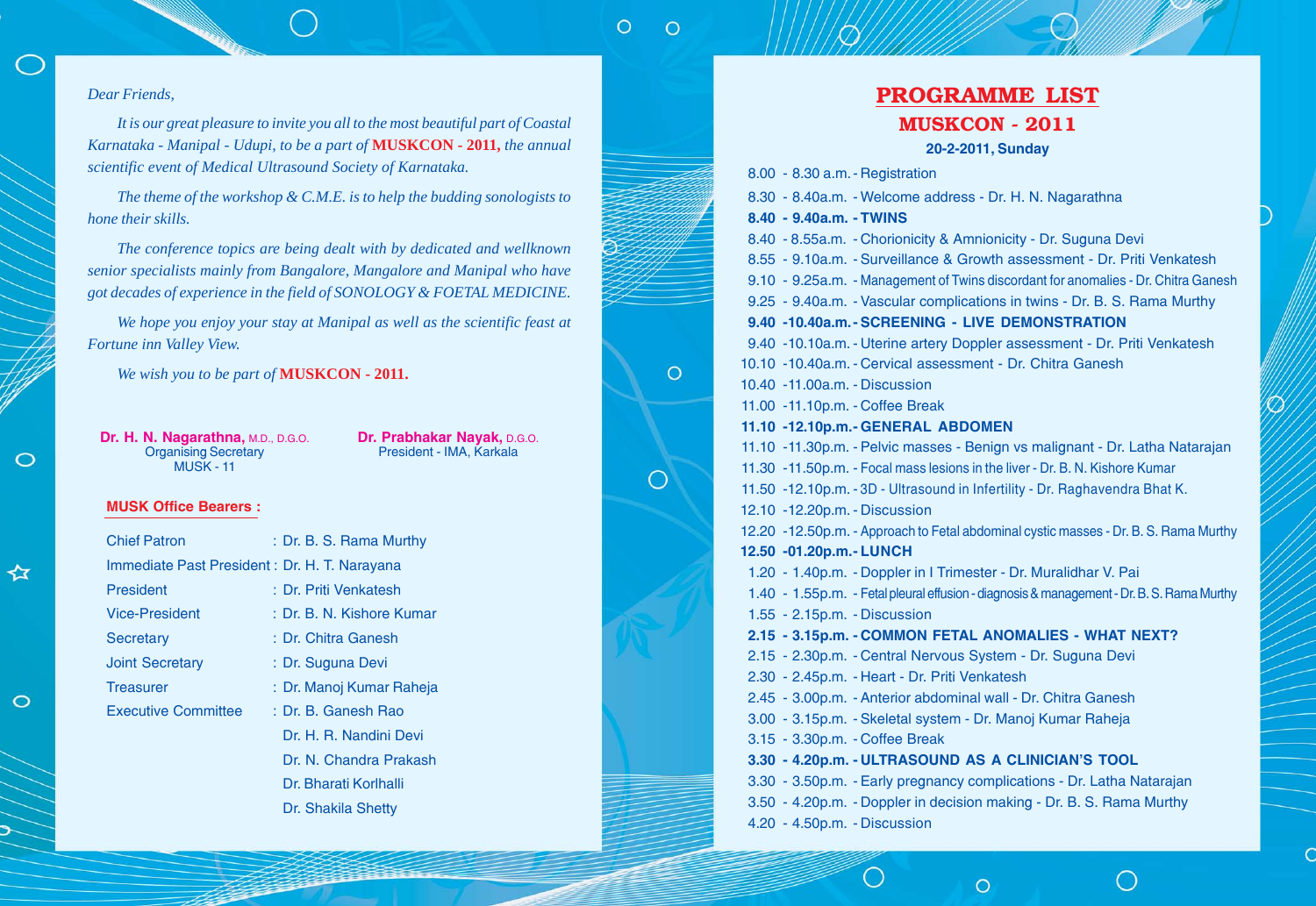*Dear Friends,*

*It is our great pleasure to invite you all to the most beautiful part of Coastal Karnataka - Manipal - Udupi, to be a part of* **MUSKCON - 2011,** *the annual scientific event of Medical Ultrasound Society of Karnataka.*

*The theme of the workshop & C.M.E. is to help the budding sonologists to hone their skills.*

*The conference topics are being dealt with by dedicated and wellknown senior specialists mainly from Bangalore, Mangalore and Manipal who have got decades of experience in the field of SONOLOGY & FOETAL MEDICINE.*

*We hope you enjoy your stay at Manipal as well as the scientific feast at Fortune inn Valley View.*

*We wish you to be part of* **MUSKCON - 2011.**

**Dr. H. N. Nagarathna,** M.D., D.G.O.
Organising Secretary
MUSK - 11

**Dr. Prabhakar Nayak,** D.G.O.
President - IMA, Karkala

**MUSK Office Bearers :**

| | |
|---|---|
| Chief Patron | : Dr. B. S. Rama Murthy |
| Immediate Past President | : Dr. H. T. Narayana |
| President | : Dr. Priti Venkatesh |
| Vice-President | : Dr. B. N. Kishore Kumar |
| Secretary | : Dr. Chitra Ganesh |
| Joint Secretary | : Dr. Suguna Devi |
| Treasurer | : Dr. Manoj Kumar Raheja |
| Executive Committee | : Dr. B. Ganesh Rao |
| | Dr. H. R. Nandini Devi |
| | Dr. N. Chandra Prakash |
| | Dr. Bharati Korlhalli |
| | Dr. Shakila Shetty |

# PROGRAMME LIST

## MUSKCON - 2011

**20-2-2011, Sunday**

8.00 - 8.30 a.m. - Registration
8.30 - 8.40a.m. - Welcome address - Dr. H. N. Nagarathna
**8.40 - 9.40a.m. - TWINS**
8.40 - 8.55a.m. - Chorionicity & Amnionicity - Dr. Suguna Devi
8.55 - 9.10a.m. - Surveillance & Growth assessment - Dr. Priti Venkatesh
9.10 - 9.25a.m. - Management of Twins discordant for anomalies - Dr. Chitra Ganesh
9.25 - 9.40a.m. - Vascular complications in twins - Dr. B. S. Rama Murthy
**9.40 -10.40a.m. - SCREENING - LIVE DEMONSTRATION**
9.40 -10.10a.m. - Uterine artery Doppler assessment - Dr. Priti Venkatesh
10.10 -10.40a.m. - Cervical assessment - Dr. Chitra Ganesh
10.40 -11.00a.m. - Discussion
11.00 -11.10p.m. - Coffee Break
**11.10 -12.10p.m. - GENERAL ABDOMEN**
11.10 -11.30p.m. - Pelvic masses - Benign vs malignant - Dr. Latha Natarajan
11.30 -11.50p.m. - Focal mass lesions in the liver - Dr. B. N. Kishore Kumar
11.50 -12.10p.m. - 3D - Ultrasound in Infertility - Dr. Raghavendra Bhat K.
12.10 -12.20p.m. - Discussion
12.20 -12.50p.m. - Approach to Fetal abdominal cystic masses - Dr. B. S. Rama Murthy
**12.50 -01.20p.m. - LUNCH**
1.20 - 1.40p.m. - Doppler in I Trimester - Dr. Muralidhar V. Pai
1.40 - 1.55p.m. - Fetal pleural effusion - diagnosis & management - Dr. B. S. Rama Murthy
1.55 - 2.15p.m. - Discussion
**2.15 - 3.15p.m. - COMMON FETAL ANOMALIES - WHAT NEXT?**
2.15 - 2.30p.m. - Central Nervous System - Dr. Suguna Devi
2.30 - 2.45p.m. - Heart - Dr. Priti Venkatesh
2.45 - 3.00p.m. - Anterior abdominal wall - Dr. Chitra Ganesh
3.00 - 3.15p.m. - Skeletal system - Dr. Manoj Kumar Raheja
3.15 - 3.30p.m. - Coffee Break
**3.30 - 4.20p.m. - ULTRASOUND AS A CLINICIAN'S TOOL**
3.30 - 3.50p.m. - Early pregnancy complications - Dr. Latha Natarajan
3.50 - 4.20p.m. - Doppler in decision making - Dr. B. S. Rama Murthy
4.20 - 4.50p.m. - Discussion